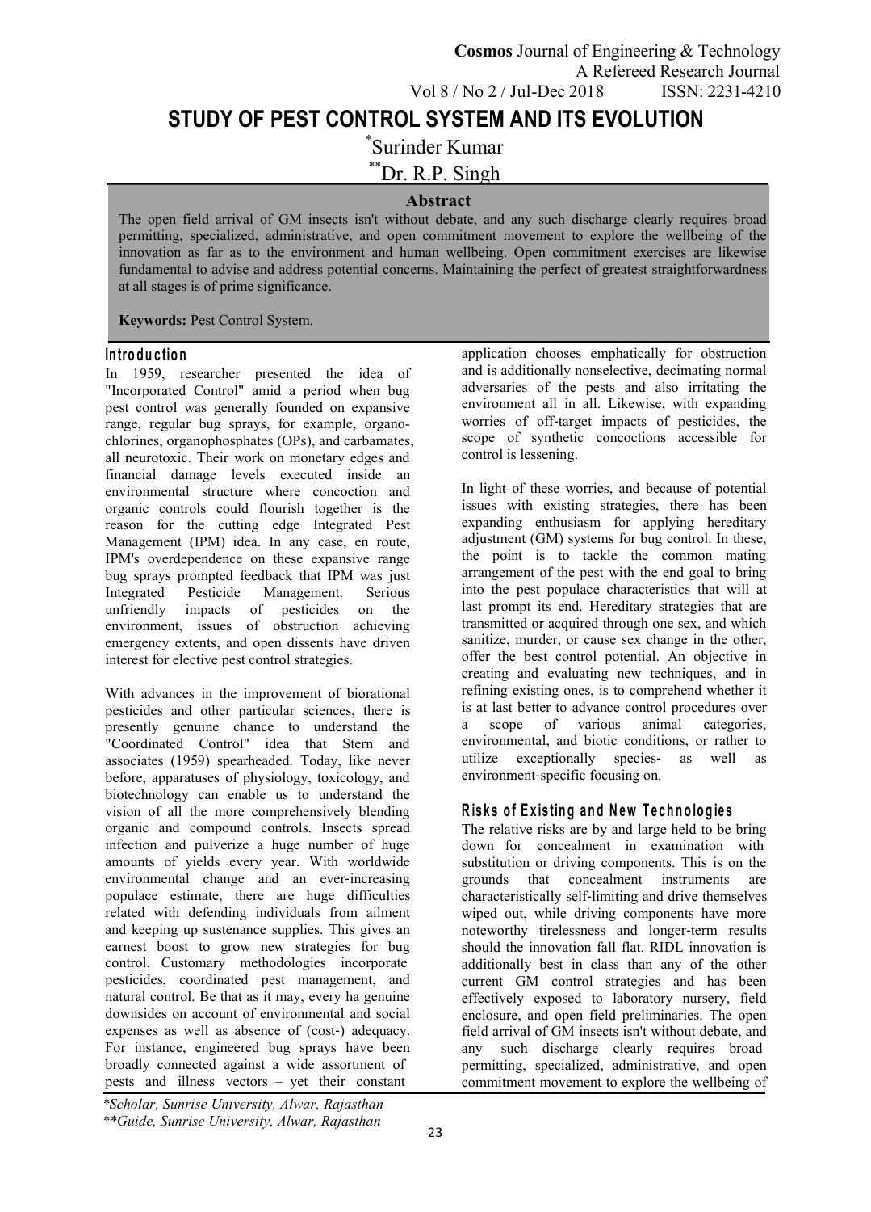# STUDY OF PEST CONTROL SYSTEM AND ITS EVOLUTION

*Surinder Kumar

**Dr. R.P. Singh

## Abstract

The open field arrival of GM insects isn't without debate, and any such discharge clearly requires broad permitting, specialized, administrative, and open commitment movement to explore the wellbeing of the innovation as far as to the environment and human wellbeing. Open commitment exercises are likewise fundamental to advise and address potential concerns. Maintaining the perfect of greatest straightforwardness at all stages is of prime significance.

**Keywords:** Pest Control System.

## Introduction

In 1959, researcher presented the idea of "Incorporated Control" amid a period when bug pest control was generally founded on expansive range, regular bug sprays, for example, organo-chlorines, organophosphates (OPs), and carbamates, all neurotoxic. Their work on monetary edges and financial damage levels executed inside an environmental structure where concoction and organic controls could flourish together is the reason for the cutting edge Integrated Pest Management (IPM) idea. In any case, en route, IPM's overdependence on these expansive range bug sprays prompted feedback that IPM was just Integrated Pesticide Management. Serious unfriendly impacts of pesticides on the environment, issues of obstruction achieving emergency extents, and open dissents have driven interest for elective pest control strategies.

With advances in the improvement of biorational pesticides and other particular sciences, there is presently genuine chance to understand the "Coordinated Control" idea that Stern and associates (1959) spearheaded. Today, like never before, apparatuses of physiology, toxicology, and biotechnology can enable us to understand the vision of all the more comprehensively blending organic and compound controls. Insects spread infection and pulverize a huge number of huge amounts of yields every year. With worldwide environmental change and an ever-increasing populace estimate, there are huge difficulties related with defending individuals from ailment and keeping up sustenance supplies. This gives an earnest boost to grow new strategies for bug control. Customary methodologies incorporate pesticides, coordinated pest management, and natural control. Be that as it may, every ha genuine downsides on account of environmental and social expenses as well as absence of (cost-) adequacy. For instance, engineered bug sprays have been broadly connected against a wide assortment of pests and illness vectors – yet their constant application chooses emphatically for obstruction and is additionally nonselective, decimating normal adversaries of the pests and also irritating the environment all in all. Likewise, with expanding worries of off-target impacts of pesticides, the scope of synthetic concoctions accessible for control is lessening.

In light of these worries, and because of potential issues with existing strategies, there has been expanding enthusiasm for applying hereditary adjustment (GM) systems for bug control. In these, the point is to tackle the common mating arrangement of the pest with the end goal to bring into the pest populace characteristics that will at last prompt its end. Hereditary strategies that are transmitted or acquired through one sex, and which sanitize, murder, or cause sex change in the other, offer the best control potential. An objective in creating and evaluating new techniques, and in refining existing ones, is to comprehend whether it is at last better to advance control procedures over a scope of various animal categories, environmental, and biotic conditions, or rather to utilize exceptionally species- as well as environment-specific focusing on.

## Risks of Existing and New Technologies

The relative risks are by and large held to be bring down for concealment in examination with substitution or driving components. This is on the grounds that concealment instruments are characteristically self-limiting and drive themselves wiped out, while driving components have more noteworthy tirelessness and longer-term results should the innovation fall flat. RIDL innovation is additionally best in class than any of the other current GM control strategies and has been effectively exposed to laboratory nursery, field enclosure, and open field preliminaries. The open field arrival of GM insects isn't without debate, and any such discharge clearly requires broad permitting, specialized, administrative, and open commitment movement to explore the wellbeing of

*Scholar, Sunrise University, Alwar, Rajasthan

**Guide, Sunrise University, Alwar, Rajasthan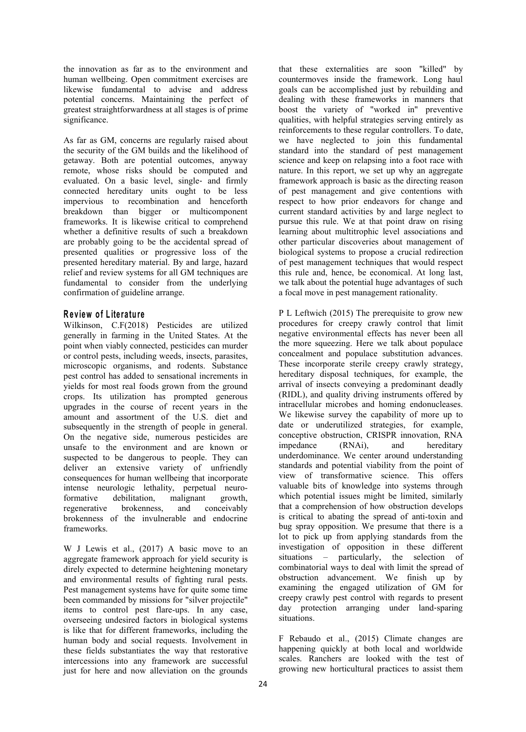the innovation as far as to the environment and human wellbeing. Open commitment exercises are likewise fundamental to advise and address potential concerns. Maintaining the perfect of greatest straightforwardness at all stages is of prime significance.

As far as GM, concerns are regularly raised about the security of the GM builds and the likelihood of getaway. Both are potential outcomes, anyway remote, whose risks should be computed and evaluated. On a basic level, single- and firmly connected hereditary units ought to be less impervious to recombination and henceforth breakdown than bigger or multicomponent frameworks. It is likewise critical to comprehend whether a definitive results of such a breakdown are probably going to be the accidental spread of presented qualities or progressive loss of the presented hereditary material. By and large, hazard relief and review systems for all GM techniques are fundamental to consider from the underlying confirmation of guideline arrange.

## Review of Literature

Wilkinson, C.F(2018) Pesticides are utilized generally in farming in the United States. At the point when viably connected, pesticides can murder or control pests, including weeds, insects, parasites, microscopic organisms, and rodents. Substance pest control has added to sensational increments in yields for most real foods grown from the ground crops. Its utilization has prompted generous upgrades in the course of recent years in the amount and assortment of the U.S. diet and subsequently in the strength of people in general. On the negative side, numerous pesticides are unsafe to the environment and are known or suspected to be dangerous to people. They can deliver an extensive variety of unfriendly consequences for human wellbeing that incorporate intense neurologic lethality, perpetual neuro-formative debilitation, malignant growth, regenerative brokenness, and conceivably brokenness of the invulnerable and endocrine frameworks.

W J Lewis et al., (2017) A basic move to an aggregate framework approach for yield security is direly expected to determine heightening monetary and environmental results of fighting rural pests. Pest management systems have for quite some time been commanded by missions for "silver projectile" items to control pest flare-ups. In any case, overseeing undesired factors in biological systems is like that for different frameworks, including the human body and social requests. Involvement in these fields substantiates the way that restorative intercessions into any framework are successful just for here and now alleviation on the grounds that these externalities are soon "killed" by countermoves inside the framework. Long haul goals can be accomplished just by rebuilding and dealing with these frameworks in manners that boost the variety of "worked in" preventive qualities, with helpful strategies serving entirely as reinforcements to these regular controllers. To date, we have neglected to join this fundamental standard into the standard of pest management science and keep on relapsing into a foot race with nature. In this report, we set up why an aggregate framework approach is basic as the directing reason of pest management and give contentions with respect to how prior endeavors for change and current standard activities by and large neglect to pursue this rule. We at that point draw on rising learning about multitrophic level associations and other particular discoveries about management of biological systems to propose a crucial redirection of pest management techniques that would respect this rule and, hence, be economical. At long last, we talk about the potential huge advantages of such a focal move in pest management rationality.

P L Leftwich (2015) The prerequisite to grow new procedures for creepy crawly control that limit negative environmental effects has never been all the more squeezing. Here we talk about populace concealment and populace substitution advances. These incorporate sterile creepy crawly strategy, hereditary disposal techniques, for example, the arrival of insects conveying a predominant deadly (RIDL), and quality driving instruments offered by intracellular microbes and homing endonucleases. We likewise survey the capability of more up to date or underutilized strategies, for example, conceptive obstruction, CRISPR innovation, RNA impedance (RNAi), and hereditary underdominance. We center around understanding standards and potential viability from the point of view of transformative science. This offers valuable bits of knowledge into systems through which potential issues might be limited, similarly that a comprehension of how obstruction develops is critical to abating the spread of anti-toxin and bug spray opposition. We presume that there is a lot to pick up from applying standards from the investigation of opposition in these different situations – particularly, the selection of combinatorial ways to deal with limit the spread of obstruction advancement. We finish up by examining the engaged utilization of GM for creepy crawly pest control with regards to present day protection arranging under land-sparing situations.

F Rebaudo et al., (2015) Climate changes are happening quickly at both local and worldwide scales. Ranchers are looked with the test of growing new horticultural practices to assist them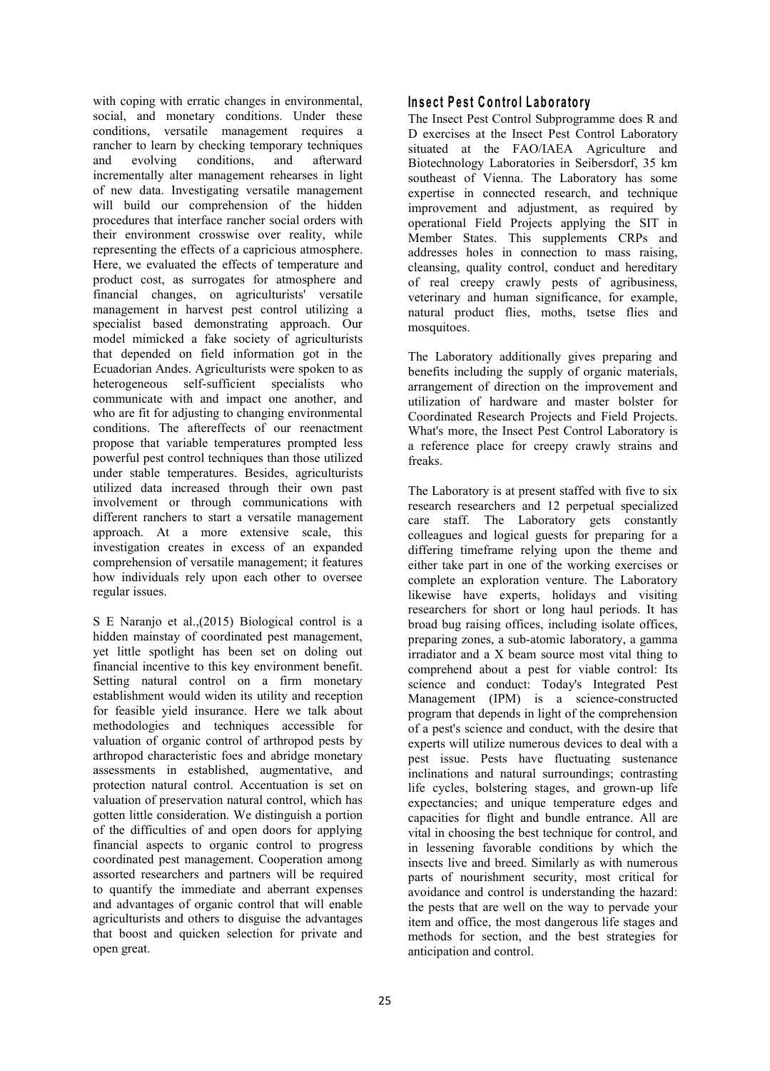with coping with erratic changes in environmental, social, and monetary conditions. Under these conditions, versatile management requires a rancher to learn by checking temporary techniques and evolving conditions, and afterward incrementally alter management rehearses in light of new data. Investigating versatile management will build our comprehension of the hidden procedures that interface rancher social orders with their environment crosswise over reality, while representing the effects of a capricious atmosphere. Here, we evaluated the effects of temperature and product cost, as surrogates for atmosphere and financial changes, on agriculturists' versatile management in harvest pest control utilizing a specialist based demonstrating approach. Our model mimicked a fake society of agriculturists that depended on field information got in the Ecuadorian Andes. Agriculturists were spoken to as heterogeneous self-sufficient specialists who communicate with and impact one another, and who are fit for adjusting to changing environmental conditions. The aftereffects of our reenactment propose that variable temperatures prompted less powerful pest control techniques than those utilized under stable temperatures. Besides, agriculturists utilized data increased through their own past involvement or through communications with different ranchers to start a versatile management approach. At a more extensive scale, this investigation creates in excess of an expanded comprehension of versatile management; it features how individuals rely upon each other to oversee regular issues.

S E Naranjo et al.,(2015) Biological control is a hidden mainstay of coordinated pest management, yet little spotlight has been set on doling out financial incentive to this key environment benefit. Setting natural control on a firm monetary establishment would widen its utility and reception for feasible yield insurance. Here we talk about methodologies and techniques accessible for valuation of organic control of arthropod pests by arthropod characteristic foes and abridge monetary assessments in established, augmentative, and protection natural control. Accentuation is set on valuation of preservation natural control, which has gotten little consideration. We distinguish a portion of the difficulties of and open doors for applying financial aspects to organic control to progress coordinated pest management. Cooperation among assorted researchers and partners will be required to quantify the immediate and aberrant expenses and advantages of organic control that will enable agriculturists and others to disguise the advantages that boost and quicken selection for private and open great.

## Insect Pest Control Laboratory

The Insect Pest Control Subprogramme does R and D exercises at the Insect Pest Control Laboratory situated at the FAO/IAEA Agriculture and Biotechnology Laboratories in Seibersdorf, 35 km southeast of Vienna. The Laboratory has some expertise in connected research, and technique improvement and adjustment, as required by operational Field Projects applying the SIT in Member States. This supplements CRPs and addresses holes in connection to mass raising, cleansing, quality control, conduct and hereditary of real creepy crawly pests of agribusiness, veterinary and human significance, for example, natural product flies, moths, tsetse flies and mosquitoes.

The Laboratory additionally gives preparing and benefits including the supply of organic materials, arrangement of direction on the improvement and utilization of hardware and master bolster for Coordinated Research Projects and Field Projects. What's more, the Insect Pest Control Laboratory is a reference place for creepy crawly strains and freaks.

The Laboratory is at present staffed with five to six research researchers and 12 perpetual specialized care staff. The Laboratory gets constantly colleagues and logical guests for preparing for a differing timeframe relying upon the theme and either take part in one of the working exercises or complete an exploration venture. The Laboratory likewise have experts, holidays and visiting researchers for short or long haul periods. It has broad bug raising offices, including isolate offices, preparing zones, a sub-atomic laboratory, a gamma irradiator and a X beam source most vital thing to comprehend about a pest for viable control: Its science and conduct: Today's Integrated Pest Management (IPM) is a science-constructed program that depends in light of the comprehension of a pest's science and conduct, with the desire that experts will utilize numerous devices to deal with a pest issue. Pests have fluctuating sustenance inclinations and natural surroundings; contrasting life cycles, bolstering stages, and grown-up life expectancies; and unique temperature edges and capacities for flight and bundle entrance. All are vital in choosing the best technique for control, and in lessening favorable conditions by which the insects live and breed. Similarly as with numerous parts of nourishment security, most critical for avoidance and control is understanding the hazard: the pests that are well on the way to pervade your item and office, the most dangerous life stages and methods for section, and the best strategies for anticipation and control.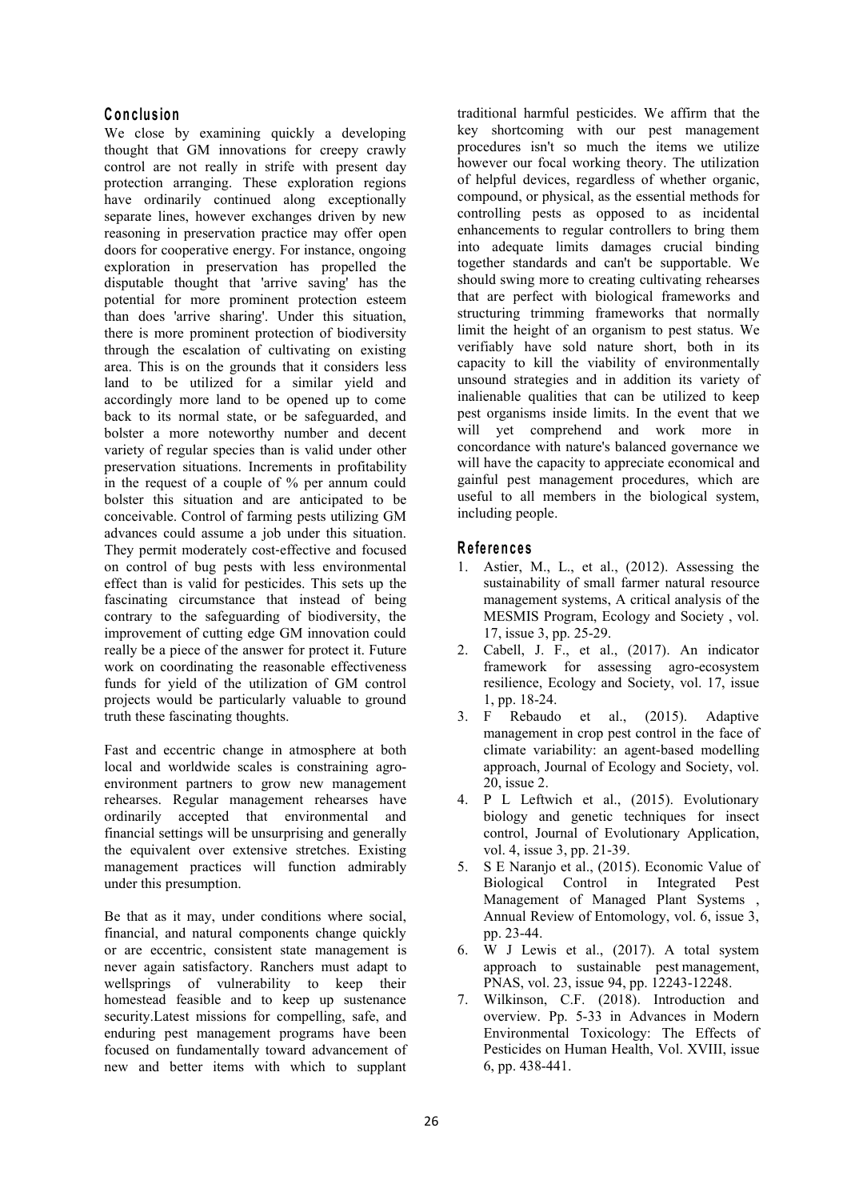## Conclusion

We close by examining quickly a developing thought that GM innovations for creepy crawly control are not really in strife with present day protection arranging. These exploration regions have ordinarily continued along exceptionally separate lines, however exchanges driven by new reasoning in preservation practice may offer open doors for cooperative energy. For instance, ongoing exploration in preservation has propelled the disputable thought that 'arrive saving' has the potential for more prominent protection esteem than does 'arrive sharing'. Under this situation, there is more prominent protection of biodiversity through the escalation of cultivating on existing area. This is on the grounds that it considers less land to be utilized for a similar yield and accordingly more land to be opened up to come back to its normal state, or be safeguarded, and bolster a more noteworthy number and decent variety of regular species than is valid under other preservation situations. Increments in profitability in the request of a couple of % per annum could bolster this situation and are anticipated to be conceivable. Control of farming pests utilizing GM advances could assume a job under this situation. They permit moderately cost-effective and focused on control of bug pests with less environmental effect than is valid for pesticides. This sets up the fascinating circumstance that instead of being contrary to the safeguarding of biodiversity, the improvement of cutting edge GM innovation could really be a piece of the answer for protect it. Future work on coordinating the reasonable effectiveness funds for yield of the utilization of GM control projects would be particularly valuable to ground truth these fascinating thoughts.

Fast and eccentric change in atmosphere at both local and worldwide scales is constraining agro-environment partners to grow new management rehearses. Regular management rehearses have ordinarily accepted that environmental and financial settings will be unsurprising and generally the equivalent over extensive stretches. Existing management practices will function admirably under this presumption.

Be that as it may, under conditions where social, financial, and natural components change quickly or are eccentric, consistent state management is never again satisfactory. Ranchers must adapt to wellsprings of vulnerability to keep their homestead feasible and to keep up sustenance security.Latest missions for compelling, safe, and enduring pest management programs have been focused on fundamentally toward advancement of new and better items with which to supplant traditional harmful pesticides. We affirm that the key shortcoming with our pest management procedures isn't so much the items we utilize however our focal working theory. The utilization of helpful devices, regardless of whether organic, compound, or physical, as the essential methods for controlling pests as opposed to as incidental enhancements to regular controllers to bring them into adequate limits damages crucial binding together standards and can't be supportable. We should swing more to creating cultivating rehearses that are perfect with biological frameworks and structuring trimming frameworks that normally limit the height of an organism to pest status. We verifiably have sold nature short, both in its capacity to kill the viability of environmentally unsound strategies and in addition its variety of inalienable qualities that can be utilized to keep pest organisms inside limits. In the event that we will yet comprehend and work more in concordance with nature's balanced governance we will have the capacity to appreciate economical and gainful pest management procedures, which are useful to all members in the biological system, including people.

## References

1. Astier, M., L., et al., (2012). Assessing the sustainability of small farmer natural resource management systems, A critical analysis of the MESMIS Program, Ecology and Society , vol. 17, issue 3, pp. 25-29.
2. Cabell, J. F., et al., (2017). An indicator framework for assessing agro-ecosystem resilience, Ecology and Society, vol. 17, issue 1, pp. 18-24.
3. F Rebaudo et al., (2015). Adaptive management in crop pest control in the face of climate variability: an agent-based modelling approach, Journal of Ecology and Society, vol. 20, issue 2.
4. P L Leftwich et al., (2015). Evolutionary biology and genetic techniques for insect control, Journal of Evolutionary Application, vol. 4, issue 3, pp. 21-39.
5. S E Naranjo et al., (2015). Economic Value of Biological Control in Integrated Pest Management of Managed Plant Systems , Annual Review of Entomology, vol. 6, issue 3, pp. 23-44.
6. W J Lewis et al., (2017). A total system approach to sustainable pest management, PNAS, vol. 23, issue 94, pp. 12243-12248.
7. Wilkinson, C.F. (2018). Introduction and overview. Pp. 5-33 in Advances in Modern Environmental Toxicology: The Effects of Pesticides on Human Health, Vol. XVIII, issue 6, pp. 438-441.